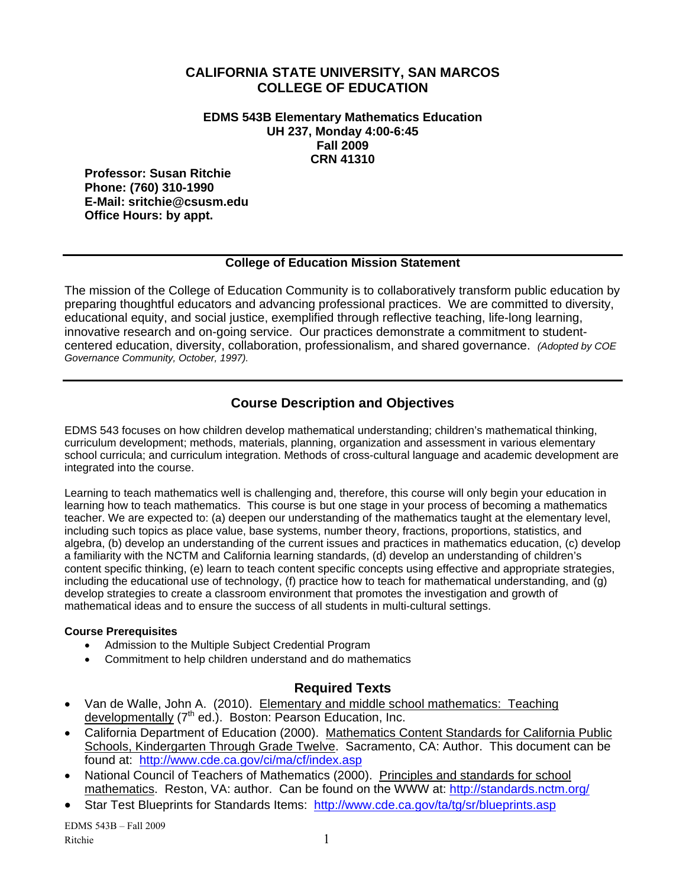# CALIFORNIA STATE UNIVERSITY, SAN MARCOS
# COLLEGE OF EDUCATION

**EDMS 543B Elementary Mathematics Education**
**UH 237, Monday 4:00-6:45**
**Fall 2009**
**CRN 41310**

**Professor: Susan Ritchie**
**Phone: (760) 310-1990**
**E-Mail: sritchie@csusm.edu**
**Office Hours: by appt.**

---

### College of Education Mission Statement

The mission of the College of Education Community is to collaboratively transform public education by preparing thoughtful educators and advancing professional practices. We are committed to diversity, educational equity, and social justice, exemplified through reflective teaching, life-long learning, innovative research and on-going service. Our practices demonstrate a commitment to student-centered education, diversity, collaboration, professionalism, and shared governance. *(Adopted by COE Governance Community, October, 1997).*

---

## Course Description and Objectives

EDMS 543 focuses on how children develop mathematical understanding; children's mathematical thinking, curriculum development; methods, materials, planning, organization and assessment in various elementary school curricula; and curriculum integration. Methods of cross-cultural language and academic development are integrated into the course.

Learning to teach mathematics well is challenging and, therefore, this course will only begin your education in learning how to teach mathematics. This course is but one stage in your process of becoming a mathematics teacher. We are expected to: (a) deepen our understanding of the mathematics taught at the elementary level, including such topics as place value, base systems, number theory, fractions, proportions, statistics, and algebra, (b) develop an understanding of the current issues and practices in mathematics education, (c) develop a familiarity with the NCTM and California learning standards, (d) develop an understanding of children's content specific thinking, (e) learn to teach content specific concepts using effective and appropriate strategies, including the educational use of technology, (f) practice how to teach for mathematical understanding, and (g) develop strategies to create a classroom environment that promotes the investigation and growth of mathematical ideas and to ensure the success of all students in multi-cultural settings.

#### Course Prerequisites

- Admission to the Multiple Subject Credential Program
- Commitment to help children understand and do mathematics

## Required Texts

- Van de Walle, John A. (2010). Elementary and middle school mathematics: Teaching developmentally (7th ed.). Boston: Pearson Education, Inc.
- California Department of Education (2000). Mathematics Content Standards for California Public Schools, Kindergarten Through Grade Twelve. Sacramento, CA: Author. This document can be found at: http://www.cde.ca.gov/ci/ma/cf/index.asp
- National Council of Teachers of Mathematics (2000). Principles and standards for school mathematics. Reston, VA: author. Can be found on the WWW at: http://standards.nctm.org/
- Star Test Blueprints for Standards Items: http://www.cde.ca.gov/ta/tg/sr/blueprints.asp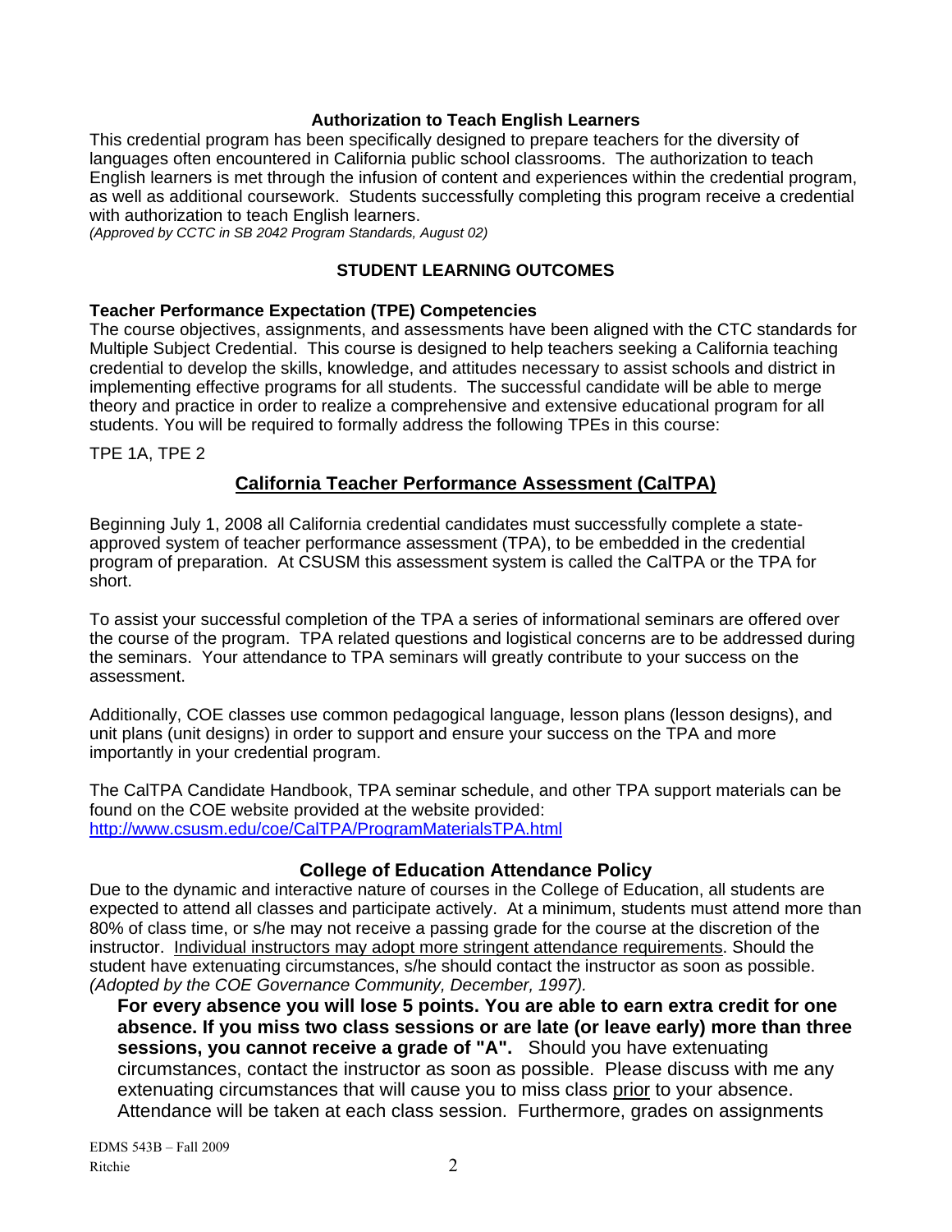**Authorization to Teach English Learners**

This credential program has been specifically designed to prepare teachers for the diversity of languages often encountered in California public school classrooms. The authorization to teach English learners is met through the infusion of content and experiences within the credential program, as well as additional coursework. Students successfully completing this program receive a credential with authorization to teach English learners.
*(Approved by CCTC in SB 2042 Program Standards, August 02)*

## STUDENT LEARNING OUTCOMES

**Teacher Performance Expectation (TPE) Competencies**

The course objectives, assignments, and assessments have been aligned with the CTC standards for Multiple Subject Credential. This course is designed to help teachers seeking a California teaching credential to develop the skills, knowledge, and attitudes necessary to assist schools and district in implementing effective programs for all students. The successful candidate will be able to merge theory and practice in order to realize a comprehensive and extensive educational program for all students. You will be required to formally address the following TPEs in this course:

TPE 1A, TPE 2

## California Teacher Performance Assessment (CalTPA)

Beginning July 1, 2008 all California credential candidates must successfully complete a state-approved system of teacher performance assessment (TPA), to be embedded in the credential program of preparation. At CSUSM this assessment system is called the CalTPA or the TPA for short.

To assist your successful completion of the TPA a series of informational seminars are offered over the course of the program. TPA related questions and logistical concerns are to be addressed during the seminars. Your attendance to TPA seminars will greatly contribute to your success on the assessment.

Additionally, COE classes use common pedagogical language, lesson plans (lesson designs), and unit plans (unit designs) in order to support and ensure your success on the TPA and more importantly in your credential program.

The CalTPA Candidate Handbook, TPA seminar schedule, and other TPA support materials can be found on the COE website provided at the website provided:
http://www.csusm.edu/coe/CalTPA/ProgramMaterialsTPA.html

## College of Education Attendance Policy

Due to the dynamic and interactive nature of courses in the College of Education, all students are expected to attend all classes and participate actively. At a minimum, students must attend more than 80% of class time, or s/he may not receive a passing grade for the course at the discretion of the instructor. Individual instructors may adopt more stringent attendance requirements. Should the student have extenuating circumstances, s/he should contact the instructor as soon as possible.
*(Adopted by the COE Governance Community, December, 1997).*

**For every absence you will lose 5 points. You are able to earn extra credit for one absence. If you miss two class sessions or are late (or leave early) more than three sessions, you cannot receive a grade of "A".** Should you have extenuating circumstances, contact the instructor as soon as possible. Please discuss with me any extenuating circumstances that will cause you to miss class prior to your absence. Attendance will be taken at each class session. Furthermore, grades on assignments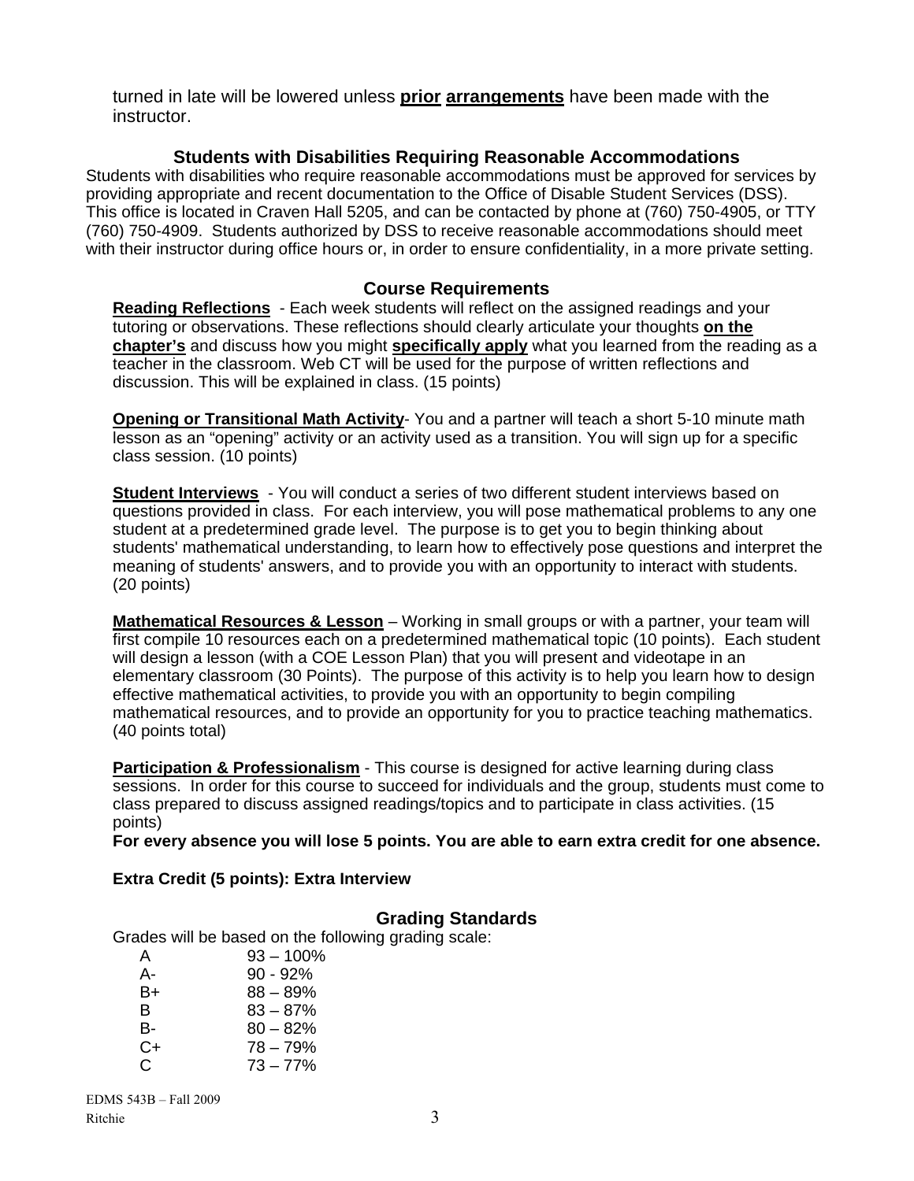turned in late will be lowered unless **prior arrangements** have been made with the instructor.

## Students with Disabilities Requiring Reasonable Accommodations

Students with disabilities who require reasonable accommodations must be approved for services by providing appropriate and recent documentation to the Office of Disable Student Services (DSS). This office is located in Craven Hall 5205, and can be contacted by phone at (760) 750-4905, or TTY (760) 750-4909. Students authorized by DSS to receive reasonable accommodations should meet with their instructor during office hours or, in order to ensure confidentiality, in a more private setting.

## Course Requirements

**Reading Reflections** - Each week students will reflect on the assigned readings and your tutoring or observations. These reflections should clearly articulate your thoughts **on the chapter's** and discuss how you might **specifically apply** what you learned from the reading as a teacher in the classroom. Web CT will be used for the purpose of written reflections and discussion. This will be explained in class. (15 points)

**Opening or Transitional Math Activity**- You and a partner will teach a short 5-10 minute math lesson as an "opening" activity or an activity used as a transition. You will sign up for a specific class session. (10 points)

**Student Interviews** - You will conduct a series of two different student interviews based on questions provided in class. For each interview, you will pose mathematical problems to any one student at a predetermined grade level. The purpose is to get you to begin thinking about students' mathematical understanding, to learn how to effectively pose questions and interpret the meaning of students' answers, and to provide you with an opportunity to interact with students. (20 points)

**Mathematical Resources & Lesson** – Working in small groups or with a partner, your team will first compile 10 resources each on a predetermined mathematical topic (10 points). Each student will design a lesson (with a COE Lesson Plan) that you will present and videotape in an elementary classroom (30 Points). The purpose of this activity is to help you learn how to design effective mathematical activities, to provide you with an opportunity to begin compiling mathematical resources, and to provide an opportunity for you to practice teaching mathematics. (40 points total)

**Participation & Professionalism** - This course is designed for active learning during class sessions. In order for this course to succeed for individuals and the group, students must come to class prepared to discuss assigned readings/topics and to participate in class activities. (15 points)

**For every absence you will lose 5 points. You are able to earn extra credit for one absence.**

**Extra Credit (5 points): Extra Interview**

## Grading Standards

Grades will be based on the following grading scale:

| | |
|---|---|
| A | 93 – 100% |
| A- | 90 - 92% |
| B+ | 88 – 89% |
| B | 83 – 87% |
| B- | 80 – 82% |
| C+ | 78 – 79% |
| C | 73 – 77% |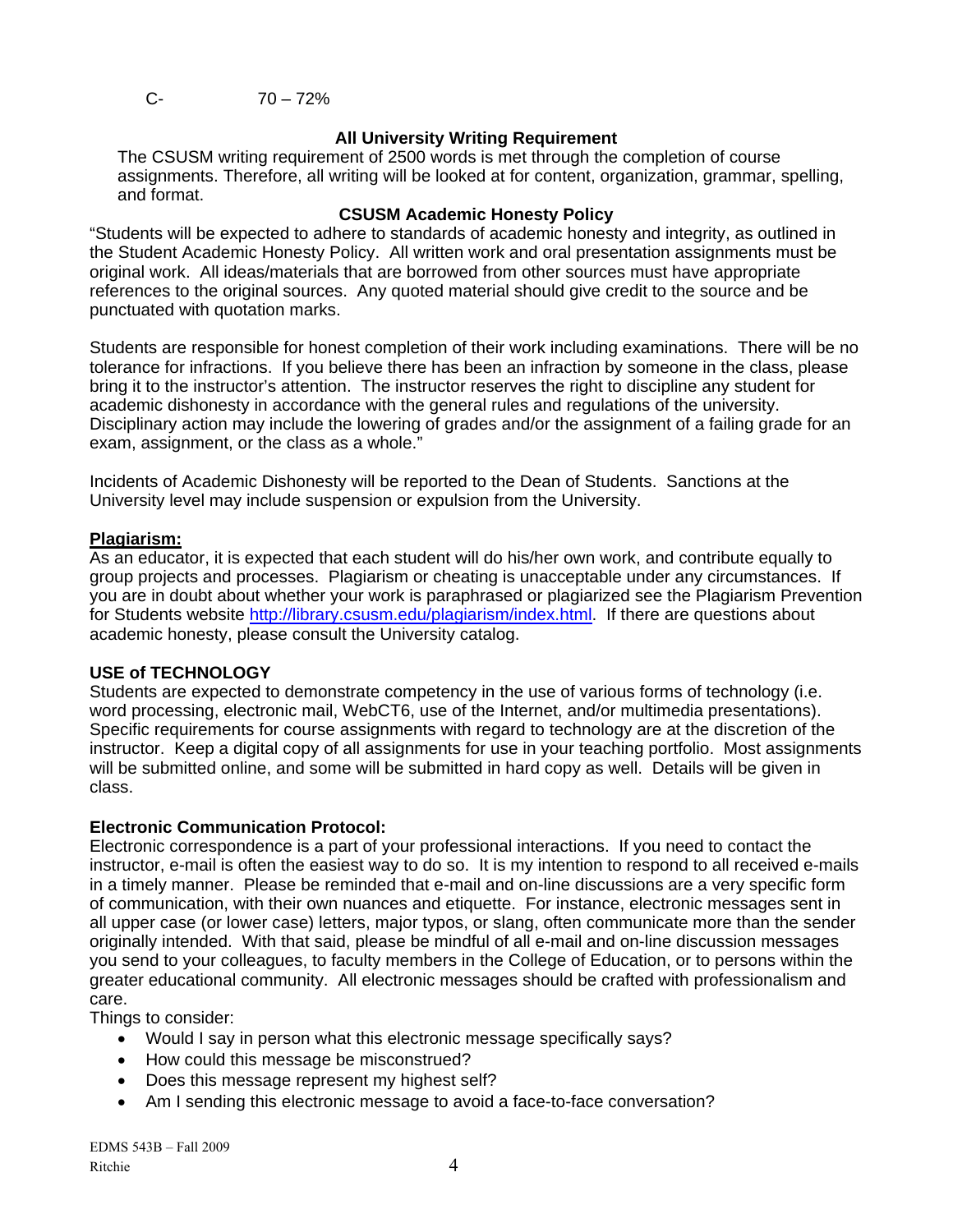C- 70 – 72%

### All University Writing Requirement

The CSUSM writing requirement of 2500 words is met through the completion of course assignments. Therefore, all writing will be looked at for content, organization, grammar, spelling, and format.

### CSUSM Academic Honesty Policy

"Students will be expected to adhere to standards of academic honesty and integrity, as outlined in the Student Academic Honesty Policy. All written work and oral presentation assignments must be original work. All ideas/materials that are borrowed from other sources must have appropriate references to the original sources. Any quoted material should give credit to the source and be punctuated with quotation marks.

Students are responsible for honest completion of their work including examinations. There will be no tolerance for infractions. If you believe there has been an infraction by someone in the class, please bring it to the instructor's attention. The instructor reserves the right to discipline any student for academic dishonesty in accordance with the general rules and regulations of the university. Disciplinary action may include the lowering of grades and/or the assignment of a failing grade for an exam, assignment, or the class as a whole."

Incidents of Academic Dishonesty will be reported to the Dean of Students. Sanctions at the University level may include suspension or expulsion from the University.

**Plagiarism:**

As an educator, it is expected that each student will do his/her own work, and contribute equally to group projects and processes. Plagiarism or cheating is unacceptable under any circumstances. If you are in doubt about whether your work is paraphrased or plagiarized see the Plagiarism Prevention for Students website http://library.csusm.edu/plagiarism/index.html. If there are questions about academic honesty, please consult the University catalog.

**USE of TECHNOLOGY**

Students are expected to demonstrate competency in the use of various forms of technology (i.e. word processing, electronic mail, WebCT6, use of the Internet, and/or multimedia presentations). Specific requirements for course assignments with regard to technology are at the discretion of the instructor. Keep a digital copy of all assignments for use in your teaching portfolio. Most assignments will be submitted online, and some will be submitted in hard copy as well. Details will be given in class.

**Electronic Communication Protocol:**

Electronic correspondence is a part of your professional interactions. If you need to contact the instructor, e-mail is often the easiest way to do so. It is my intention to respond to all received e-mails in a timely manner. Please be reminded that e-mail and on-line discussions are a very specific form of communication, with their own nuances and etiquette. For instance, electronic messages sent in all upper case (or lower case) letters, major typos, or slang, often communicate more than the sender originally intended. With that said, please be mindful of all e-mail and on-line discussion messages you send to your colleagues, to faculty members in the College of Education, or to persons within the greater educational community. All electronic messages should be crafted with professionalism and care.

Things to consider:

- Would I say in person what this electronic message specifically says?
- How could this message be misconstrued?
- Does this message represent my highest self?
- Am I sending this electronic message to avoid a face-to-face conversation?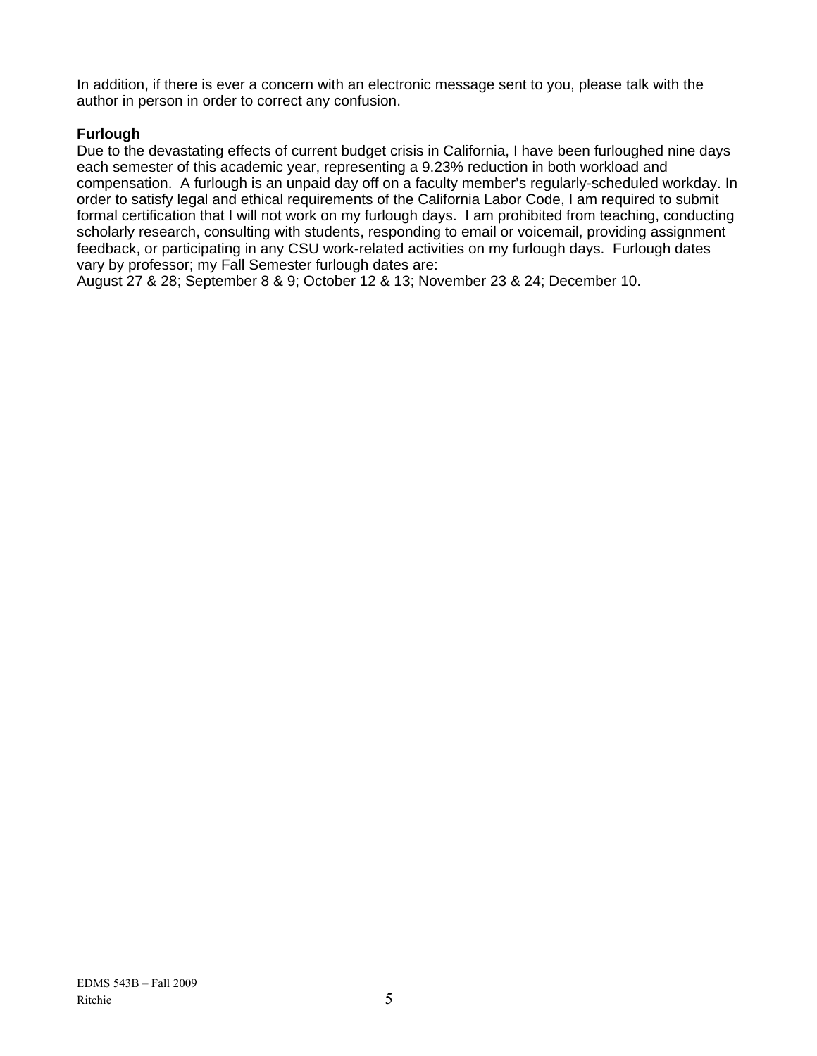In addition, if there is ever a concern with an electronic message sent to you, please talk with the author in person in order to correct any confusion.

**Furlough**

Due to the devastating effects of current budget crisis in California, I have been furloughed nine days each semester of this academic year, representing a 9.23% reduction in both workload and compensation. A furlough is an unpaid day off on a faculty member's regularly-scheduled workday. In order to satisfy legal and ethical requirements of the California Labor Code, I am required to submit formal certification that I will not work on my furlough days. I am prohibited from teaching, conducting scholarly research, consulting with students, responding to email or voicemail, providing assignment feedback, or participating in any CSU work-related activities on my furlough days. Furlough dates vary by professor; my Fall Semester furlough dates are:
August 27 & 28; September 8 & 9; October 12 & 13; November 23 & 24; December 10.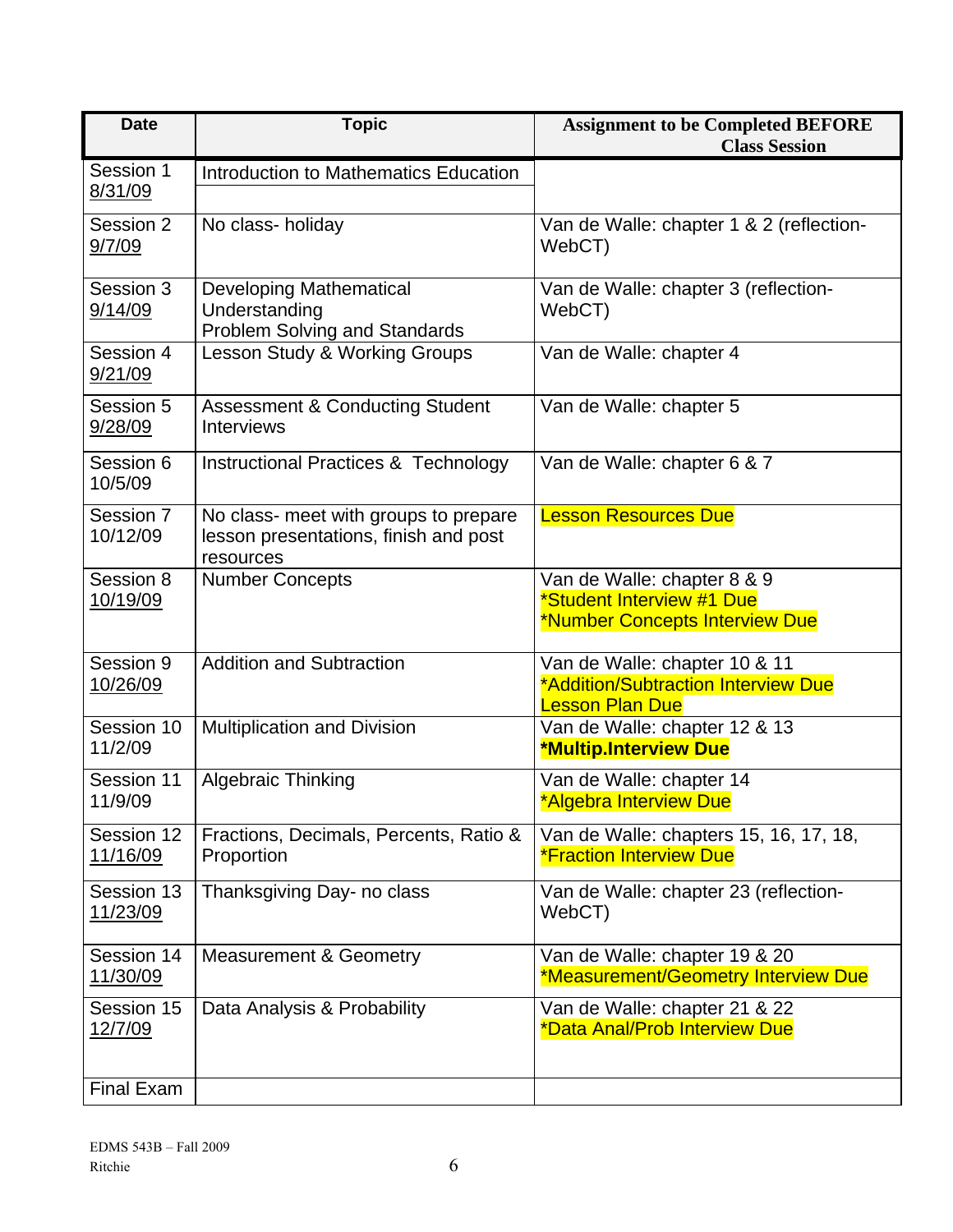| Date | Topic | Assignment to be Completed BEFORE Class Session |
|---|---|---|
| Session 1 8/31/09 | Introduction to Mathematics Education | |
| Session 2 9/7/09 | No class- holiday | Van de Walle: chapter 1 & 2 (reflection-WebCT) |
| Session 3 9/14/09 | Developing Mathematical Understanding Problem Solving and Standards | Van de Walle: chapter 3 (reflection-WebCT) |
| Session 4 9/21/09 | Lesson Study & Working Groups | Van de Walle: chapter 4 |
| Session 5 9/28/09 | Assessment & Conducting Student Interviews | Van de Walle: chapter 5 |
| Session 6 10/5/09 | Instructional Practices & Technology | Van de Walle: chapter 6 & 7 |
| Session 7 10/12/09 | No class- meet with groups to prepare lesson presentations, finish and post resources | Lesson Resources Due |
| Session 8 10/19/09 | Number Concepts | Van de Walle: chapter 8 & 9<br>*Student Interview #1 Due<br>*Number Concepts Interview Due |
| Session 9 10/26/09 | Addition and Subtraction | Van de Walle: chapter 10 & 11<br>*Addition/Subtraction Interview Due<br>Lesson Plan Due |
| Session 10 11/2/09 | Multiplication and Division | Van de Walle: chapter 12 & 13<br>**\*Multip.Interview Due** |
| Session 11 11/9/09 | Algebraic Thinking | Van de Walle: chapter 14<br>*Algebra Interview Due |
| Session 12 11/16/09 | Fractions, Decimals, Percents, Ratio & Proportion | Van de Walle: chapters 15, 16, 17, 18,<br>*Fraction Interview Due |
| Session 13 11/23/09 | Thanksgiving Day- no class | Van de Walle: chapter 23 (reflection-WebCT) |
| Session 14 11/30/09 | Measurement & Geometry | Van de Walle: chapter 19 & 20<br>*Measurement/Geometry Interview Due |
| Session 15 12/7/09 | Data Analysis & Probability | Van de Walle: chapter 21 & 22<br>*Data Anal/Prob Interview Due |
| Final Exam | | |

EDMS 543B – Fall 2009
Ritchie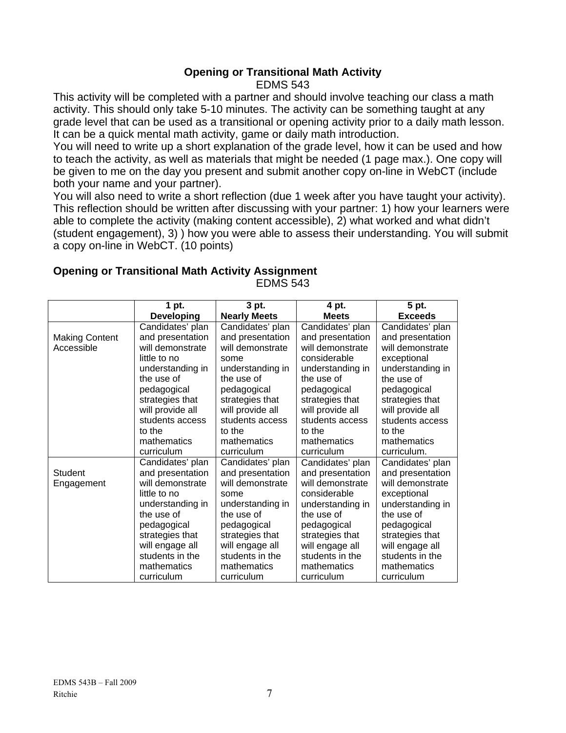**Opening or Transitional Math Activity**

EDMS 543

This activity will be completed with a partner and should involve teaching our class a math activity. This should only take 5-10 minutes. The activity can be something taught at any grade level that can be used as a transitional or opening activity prior to a daily math lesson. It can be a quick mental math activity, game or daily math introduction.

You will need to write up a short explanation of the grade level, how it can be used and how to teach the activity, as well as materials that might be needed (1 page max.). One copy will be given to me on the day you present and submit another copy on-line in WebCT (include both your name and your partner).

You will also need to write a short reflection (due 1 week after you have taught your activity). This reflection should be written after discussing with your partner: 1) how your learners were able to complete the activity (making content accessible), 2) what worked and what didn't (student engagement), 3) ) how you were able to assess their understanding. You will submit a copy on-line in WebCT. (10 points)

**Opening or Transitional Math Activity Assignment**

EDMS 543

| | **1 pt. Developing** | **3 pt. Nearly Meets** | **4 pt. Meets** | **5 pt. Exceeds** |
|---|---|---|---|---|
| Making Content Accessible | Candidates' plan and presentation will demonstrate little to no understanding in the use of pedagogical strategies that will provide all students access to the mathematics curriculum | Candidates' plan and presentation will demonstrate some understanding in the use of pedagogical strategies that will provide all students access to the mathematics curriculum | Candidates' plan and presentation will demonstrate considerable understanding in the use of pedagogical strategies that will provide all students access to the mathematics curriculum | Candidates' plan and presentation will demonstrate exceptional understanding in the use of pedagogical strategies that will provide all students access to the mathematics curriculum. |
| Student Engagement | Candidates' plan and presentation will demonstrate little to no understanding in the use of pedagogical strategies that will engage all students in the mathematics curriculum | Candidates' plan and presentation will demonstrate some understanding in the use of pedagogical strategies that will engage all students in the mathematics curriculum | Candidates' plan and presentation will demonstrate considerable understanding in the use of pedagogical strategies that will engage all students in the mathematics curriculum | Candidates' plan and presentation will demonstrate exceptional understanding in the use of pedagogical strategies that will engage all students in the mathematics curriculum |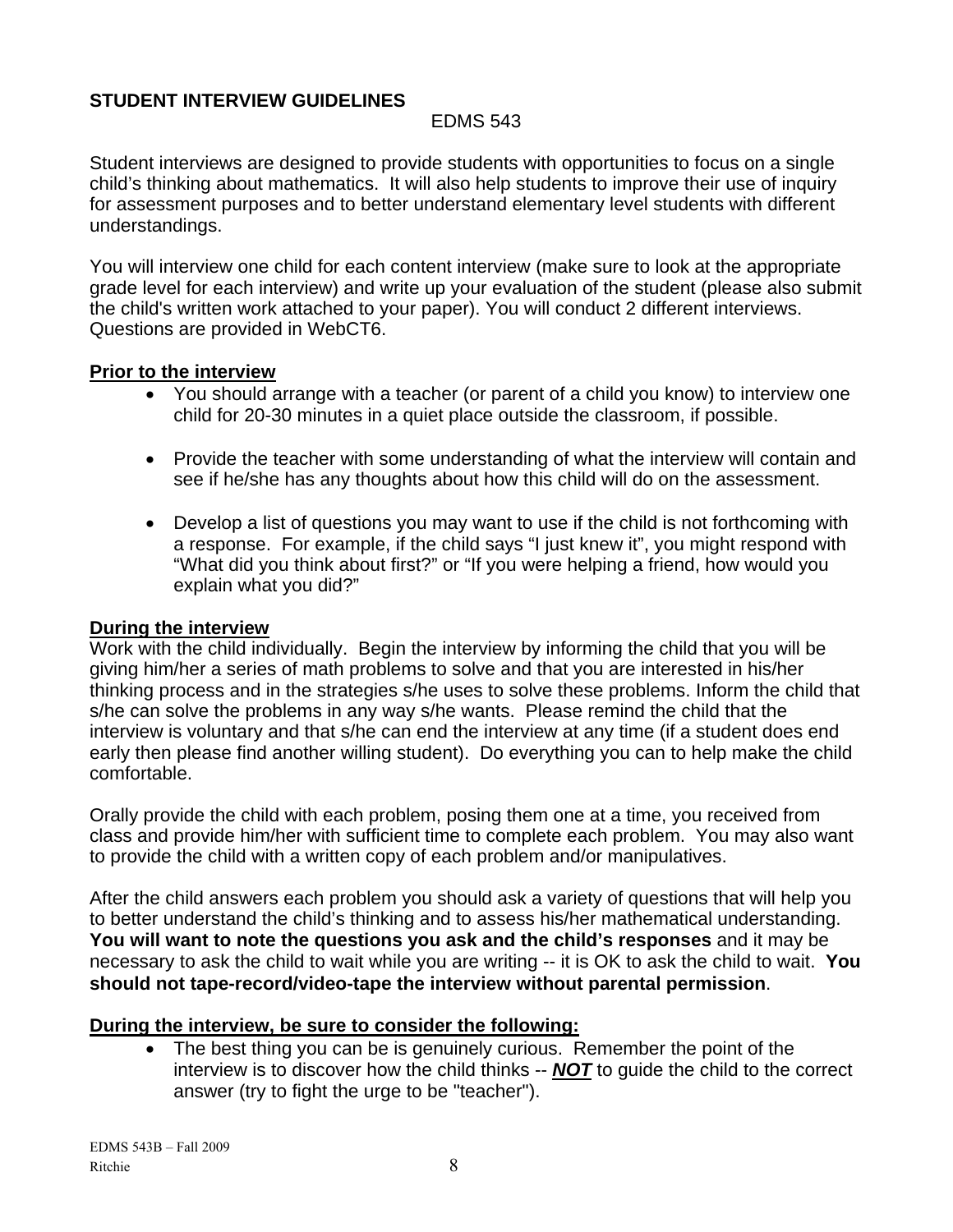## STUDENT INTERVIEW GUIDELINES

EDMS 543

Student interviews are designed to provide students with opportunities to focus on a single child's thinking about mathematics. It will also help students to improve their use of inquiry for assessment purposes and to better understand elementary level students with different understandings.

You will interview one child for each content interview (make sure to look at the appropriate grade level for each interview) and write up your evaluation of the student (please also submit the child's written work attached to your paper). You will conduct 2 different interviews. Questions are provided in WebCT6.

### Prior to the interview

- You should arrange with a teacher (or parent of a child you know) to interview one child for 20-30 minutes in a quiet place outside the classroom, if possible.
- Provide the teacher with some understanding of what the interview will contain and see if he/she has any thoughts about how this child will do on the assessment.
- Develop a list of questions you may want to use if the child is not forthcoming with a response. For example, if the child says "I just knew it", you might respond with "What did you think about first?" or "If you were helping a friend, how would you explain what you did?"

### During the interview

Work with the child individually. Begin the interview by informing the child that you will be giving him/her a series of math problems to solve and that you are interested in his/her thinking process and in the strategies s/he uses to solve these problems. Inform the child that s/he can solve the problems in any way s/he wants. Please remind the child that the interview is voluntary and that s/he can end the interview at any time (if a student does end early then please find another willing student). Do everything you can to help make the child comfortable.

Orally provide the child with each problem, posing them one at a time, you received from class and provide him/her with sufficient time to complete each problem. You may also want to provide the child with a written copy of each problem and/or manipulatives.

After the child answers each problem you should ask a variety of questions that will help you to better understand the child's thinking and to assess his/her mathematical understanding. **You will want to note the questions you ask and the child's responses** and it may be necessary to ask the child to wait while you are writing -- it is OK to ask the child to wait. **You should not tape-record/video-tape the interview without parental permission**.

### During the interview, be sure to consider the following:

- The best thing you can be is genuinely curious. Remember the point of the interview is to discover how the child thinks -- ***NOT*** to guide the child to the correct answer (try to fight the urge to be "teacher").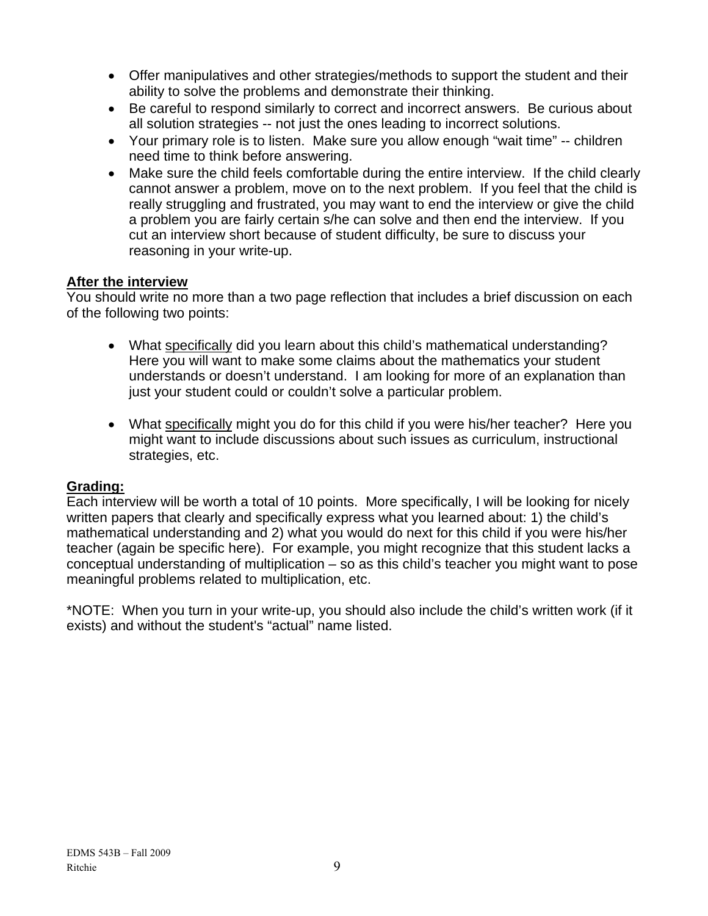- Offer manipulatives and other strategies/methods to support the student and their ability to solve the problems and demonstrate their thinking.
- Be careful to respond similarly to correct and incorrect answers. Be curious about all solution strategies -- not just the ones leading to incorrect solutions.
- Your primary role is to listen. Make sure you allow enough "wait time" -- children need time to think before answering.
- Make sure the child feels comfortable during the entire interview. If the child clearly cannot answer a problem, move on to the next problem. If you feel that the child is really struggling and frustrated, you may want to end the interview or give the child a problem you are fairly certain s/he can solve and then end the interview. If you cut an interview short because of student difficulty, be sure to discuss your reasoning in your write-up.

**After the interview**

You should write no more than a two page reflection that includes a brief discussion on each of the following two points:

- What specifically did you learn about this child's mathematical understanding? Here you will want to make some claims about the mathematics your student understands or doesn't understand. I am looking for more of an explanation than just your student could or couldn't solve a particular problem.

- What specifically might you do for this child if you were his/her teacher? Here you might want to include discussions about such issues as curriculum, instructional strategies, etc.

**Grading:**

Each interview will be worth a total of 10 points. More specifically, I will be looking for nicely written papers that clearly and specifically express what you learned about: 1) the child's mathematical understanding and 2) what you would do next for this child if you were his/her teacher (again be specific here). For example, you might recognize that this student lacks a conceptual understanding of multiplication – so as this child's teacher you might want to pose meaningful problems related to multiplication, etc.

*NOTE: When you turn in your write-up, you should also include the child's written work (if it exists) and without the student's "actual" name listed.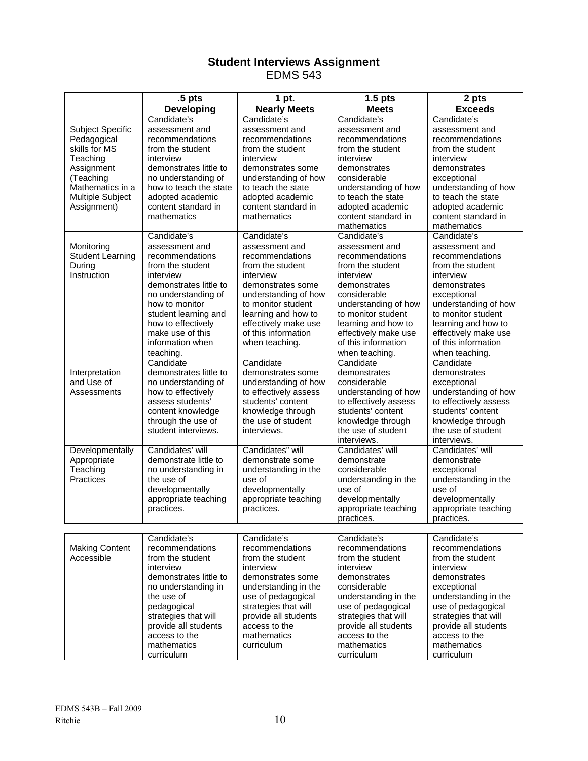# Student Interviews Assignment

EDMS 543

| | .5 pts Developing | 1 pt. Nearly Meets | 1.5 pts Meets | 2 pts Exceeds |
|---|---|---|---|---|
| Subject Specific Pedagogical skills for MS Teaching Assignment (Teaching Mathematics in a Multiple Subject Assignment) | Candidate's assessment and recommendations from the student interview demonstrates little to no understanding of how to teach the state adopted academic content standard in mathematics | Candidate's assessment and recommendations from the student interview demonstrates some understanding of how to teach the state adopted academic content standard in mathematics | Candidate's assessment and recommendations from the student interview demonstrates considerable understanding of how to teach the state adopted academic content standard in mathematics | Candidate's assessment and recommendations from the student interview demonstrates exceptional understanding of how to teach the state adopted academic content standard in mathematics |
| Monitoring Student Learning During Instruction | Candidate's assessment and recommendations from the student interview demonstrates little to no understanding of how to monitor student learning and how to effectively make use of this information when teaching. | Candidate's assessment and recommendations from the student interview demonstrates some understanding of how to monitor student learning and how to effectively make use of this information when teaching. | Candidate's assessment and recommendations from the student interview demonstrates considerable understanding of how to monitor student learning and how to effectively make use of this information when teaching. | Candidate's assessment and recommendations from the student interview demonstrates exceptional understanding of how to monitor student learning and how to effectively make use of this information when teaching. |
| Interpretation and Use of Assessments | Candidate demonstrates little to no understanding of how to effectively assess students' content knowledge through the use of student interviews. | Candidate demonstrates some understanding of how to effectively assess students' content knowledge through the use of student interviews. | Candidate demonstrates considerable understanding of how to effectively assess students' content knowledge through the use of student interviews. | Candidate demonstrates exceptional understanding of how to effectively assess students' content knowledge through the use of student interviews. |
| Developmentally Appropriate Teaching Practices | Candidates' will demonstrate little to no understanding in the use of developmentally appropriate teaching practices. | Candidates" will demonstrate some understanding in the use of developmentally appropriate teaching practices. | Candidates' will demonstrate considerable understanding in the use of developmentally appropriate teaching practices. | Candidates' will demonstrate exceptional understanding in the use of developmentally appropriate teaching practices. |
| Making Content Accessible | Candidate's recommendations from the student interview demonstrates little to no understanding in the use of pedagogical strategies that will provide all students access to the mathematics curriculum | Candidate's recommendations from the student interview demonstrates some understanding in the use of pedagogical strategies that will provide all students access to the mathematics curriculum | Candidate's recommendations from the student interview demonstrates considerable understanding in the use of pedagogical strategies that will provide all students access to the mathematics curriculum | Candidate's recommendations from the student interview demonstrates exceptional understanding in the use of pedagogical strategies that will provide all students access to the mathematics curriculum |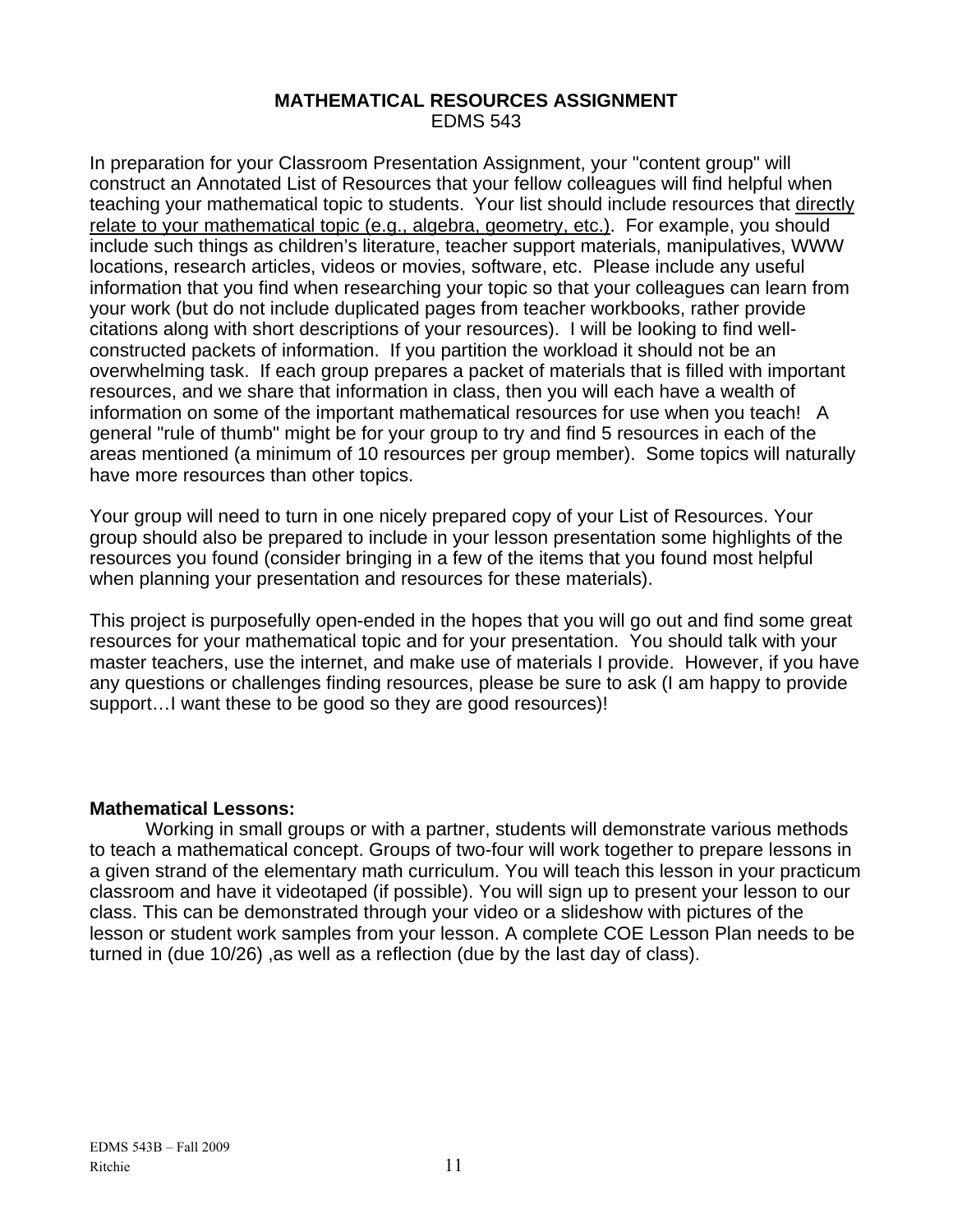**MATHEMATICAL RESOURCES ASSIGNMENT**
EDMS 543

In preparation for your Classroom Presentation Assignment, your "content group" will construct an Annotated List of Resources that your fellow colleagues will find helpful when teaching your mathematical topic to students. Your list should include resources that directly relate to your mathematical topic (e.g., algebra, geometry, etc.). For example, you should include such things as children's literature, teacher support materials, manipulatives, WWW locations, research articles, videos or movies, software, etc. Please include any useful information that you find when researching your topic so that your colleagues can learn from your work (but do not include duplicated pages from teacher workbooks, rather provide citations along with short descriptions of your resources). I will be looking to find well-constructed packets of information. If you partition the workload it should not be an overwhelming task. If each group prepares a packet of materials that is filled with important resources, and we share that information in class, then you will each have a wealth of information on some of the important mathematical resources for use when you teach! A general "rule of thumb" might be for your group to try and find 5 resources in each of the areas mentioned (a minimum of 10 resources per group member). Some topics will naturally have more resources than other topics.

Your group will need to turn in one nicely prepared copy of your List of Resources. Your group should also be prepared to include in your lesson presentation some highlights of the resources you found (consider bringing in a few of the items that you found most helpful when planning your presentation and resources for these materials).

This project is purposefully open-ended in the hopes that you will go out and find some great resources for your mathematical topic and for your presentation. You should talk with your master teachers, use the internet, and make use of materials I provide. However, if you have any questions or challenges finding resources, please be sure to ask (I am happy to provide support…I want these to be good so they are good resources)!

**Mathematical Lessons:**

Working in small groups or with a partner, students will demonstrate various methods to teach a mathematical concept. Groups of two-four will work together to prepare lessons in a given strand of the elementary math curriculum. You will teach this lesson in your practicum classroom and have it videotaped (if possible). You will sign up to present your lesson to our class. This can be demonstrated through your video or a slideshow with pictures of the lesson or student work samples from your lesson. A complete COE Lesson Plan needs to be turned in (due 10/26) ,as well as a reflection (due by the last day of class).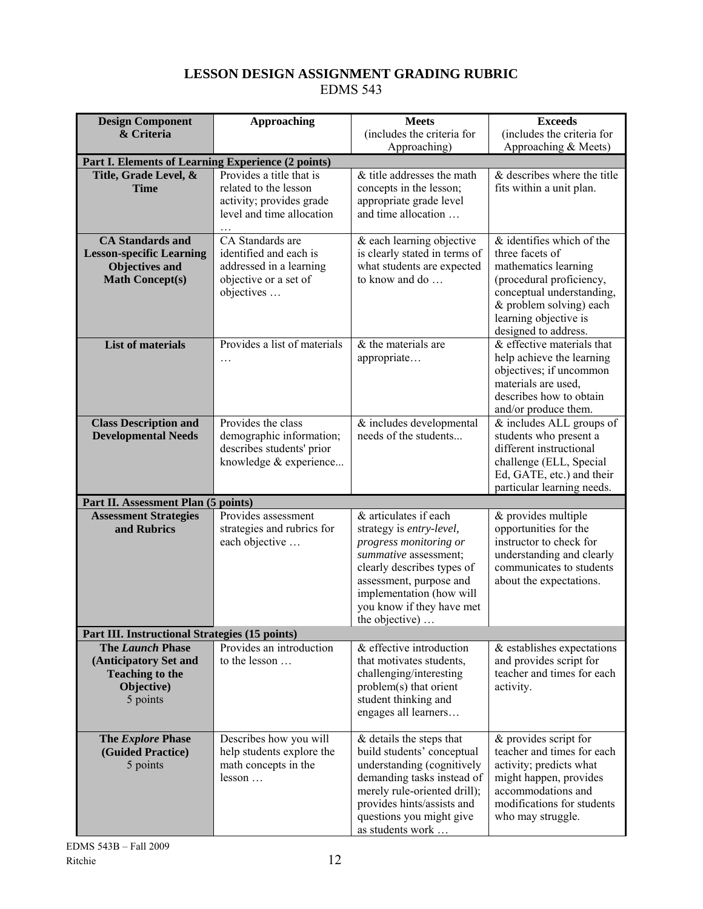# LESSON DESIGN ASSIGNMENT GRADING RUBRIC

EDMS 543

| Design Component & Criteria | Approaching | Meets (includes the criteria for Approaching) | Exceeds (includes the criteria for Approaching & Meets) |
|---|---|---|---|
| **Part I. Elements of Learning Experience (2 points)** | | | |
| **Title, Grade Level, & Time** | Provides a title that is related to the lesson activity; provides grade level and time allocation … | & title addresses the math concepts in the lesson; appropriate grade level and time allocation … | & describes where the title fits within a unit plan. |
| **CA Standards and Lesson-specific Learning Objectives and Math Concept(s)** | CA Standards are identified and each is addressed in a learning objective or a set of objectives … | & each learning objective is clearly stated in terms of what students are expected to know and do … | & identifies which of the three facets of mathematics learning (procedural proficiency, conceptual understanding, & problem solving) each learning objective is designed to address. |
| **List of materials** | Provides a list of materials … | & the materials are appropriate… | & effective materials that help achieve the learning objectives; if uncommon materials are used, describes how to obtain and/or produce them. |
| **Class Description and Developmental Needs** | Provides the class demographic information; describes students' prior knowledge & experience... | & includes developmental needs of the students... | & includes ALL groups of students who present a different instructional challenge (ELL, Special Ed, GATE, etc.) and their particular learning needs. |
| **Part II. Assessment Plan (5 points)** | | | |
| **Assessment Strategies and Rubrics** | Provides assessment strategies and rubrics for each objective … | & articulates if each strategy is *entry-level, progress monitoring or summative* assessment; clearly describes types of assessment, purpose and implementation (how will you know if they have met the objective) … | & provides multiple opportunities for the instructor to check for understanding and clearly communicates to students about the expectations. |
| **Part III. Instructional Strategies (15 points)** | | | |
| **The *Launch* Phase (Anticipatory Set and Teaching to the Objective)** 5 points | Provides an introduction to the lesson … | & effective introduction that motivates students, challenging/interesting problem(s) that orient student thinking and engages all learners… | & establishes expectations and provides script for teacher and times for each activity. |
| **The *Explore* Phase (Guided Practice)** 5 points | Describes how you will help students explore the math concepts in the lesson … | & details the steps that build students' conceptual understanding (cognitively demanding tasks instead of merely rule-oriented drill); provides hints/assists and questions you might give as students work … | & provides script for teacher and times for each activity; predicts what might happen, provides accommodations and modifications for students who may struggle. |

EDMS 543B – Fall 2009
Ritchie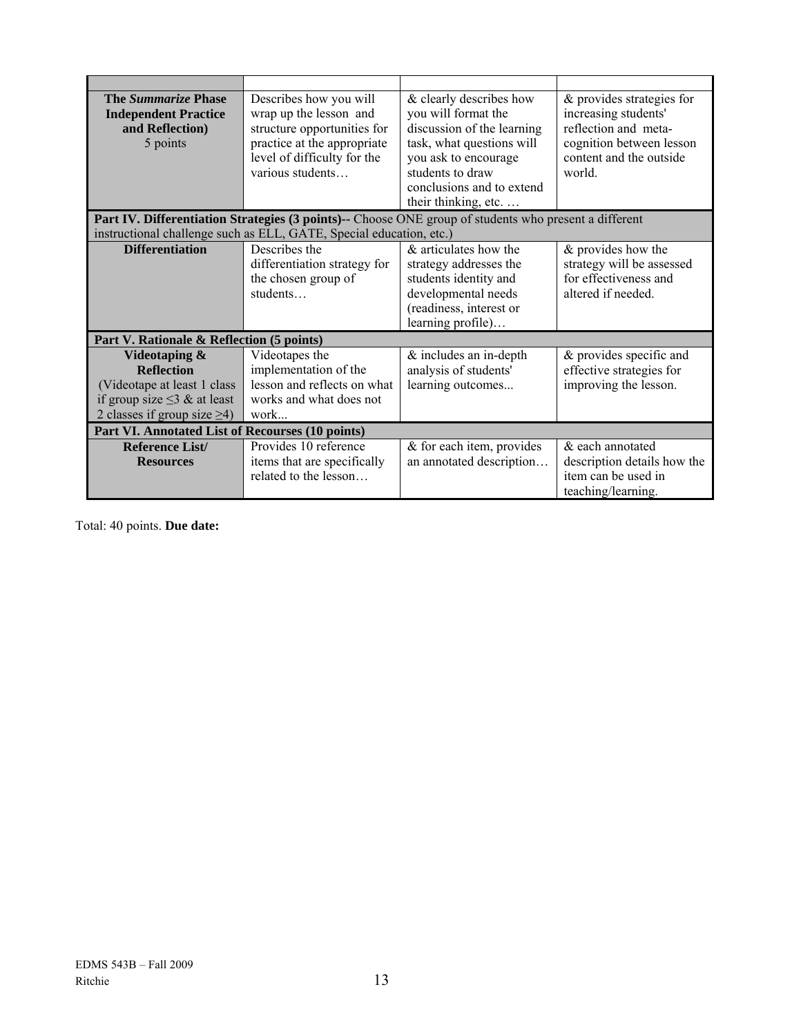| | | | |
|---|---|---|---|
| **The *Summarize* Phase Independent Practice and Reflection)** 5 points | Describes how you will wrap up the lesson and structure opportunities for practice at the appropriate level of difficulty for the various students… | & clearly describes how you will format the discussion of the learning task, what questions will you ask to encourage students to draw conclusions and to extend their thinking, etc. … | & provides strategies for increasing students' reflection and meta-cognition between lesson content and the outside world. |
| **Part IV. Differentiation Strategies (3 points)**-- Choose ONE group of students who present a different instructional challenge such as ELL, GATE, Special education, etc.) | | | |
| **Differentiation** | Describes the differentiation strategy for the chosen group of students… | & articulates how the strategy addresses the students identity and developmental needs (readiness, interest or learning profile)… | & provides how the strategy will be assessed for effectiveness and altered if needed. |
| **Part V. Rationale & Reflection (5 points)** | | | |
| **Videotaping & Reflection** (Videotape at least 1 class if group size $\leq 3$ & at least 2 classes if group size $\geq 4$) | Videotapes the implementation of the lesson and reflects on what works and what does not work... | & includes an in-depth analysis of students' learning outcomes... | & provides specific and effective strategies for improving the lesson. |
| **Part VI. Annotated List of Recourses (10 points)** | | | |
| **Reference List/ Resources** | Provides 10 reference items that are specifically related to the lesson… | & for each item, provides an annotated description… | & each annotated description details how the item can be used in teaching/learning. |

Total: 40 points. **Due date:**